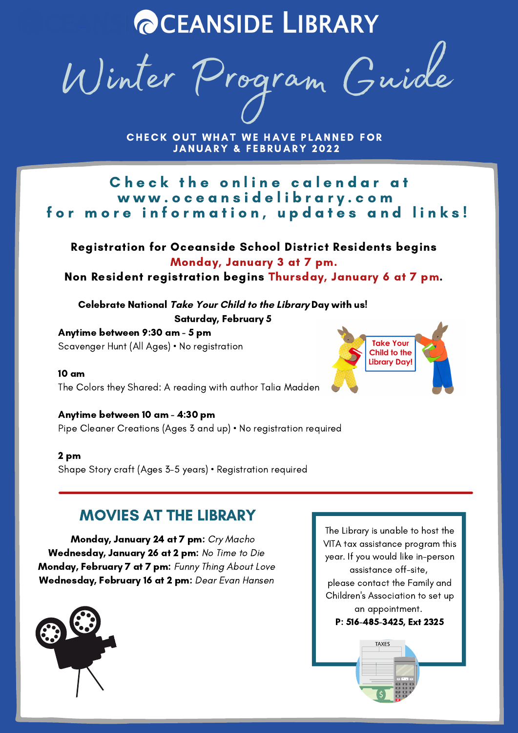# OCEANSIDE LIBRARY

## Winter Program Guide

**CHECK OUT WHAT WE HAVE PLANNED FOR JANUARY & FEBRUARY 2022**

**Check the online calendar at www.oceansidelibrary.com for more information, updates and links!**

**Registration for Oceanside School District Residents begins Monday, January 3 at 7 pm.**
**Non Resident registration begins Thursday, January 6 at 7 pm.**

**Celebrate National *Take Your Child to the Library* Day with us!**
**Saturday, February 5**

**Anytime between 9:30 am - 5 pm**
Scavenger Hunt (All Ages) • No registration

**10 am**
The Colors they Shared: A reading with author Talia Madden

**Anytime between 10 am - 4:30 pm**
Pipe Cleaner Creations (Ages 3 and up) • No registration required

**2 pm**
Shape Story craft (Ages 3-5 years) • Registration required

Take Your Child to the Library Day!

## MOVIES AT THE LIBRARY

**Monday, January 24 at 7 pm:** *Cry Macho*
**Wednesday, January 26 at 2 pm:** *No Time to Die*
**Monday, February 7 at 7 pm:** *Funny Thing About Love*
**Wednesday, February 16 at 2 pm:** *Dear Evan Hansen*

The Library is unable to host the VITA tax assistance program this year. If you would like in-person assistance off-site, please contact the Family and Children's Association to set up an appointment.
**P: 516-485-3425, Ext 2325**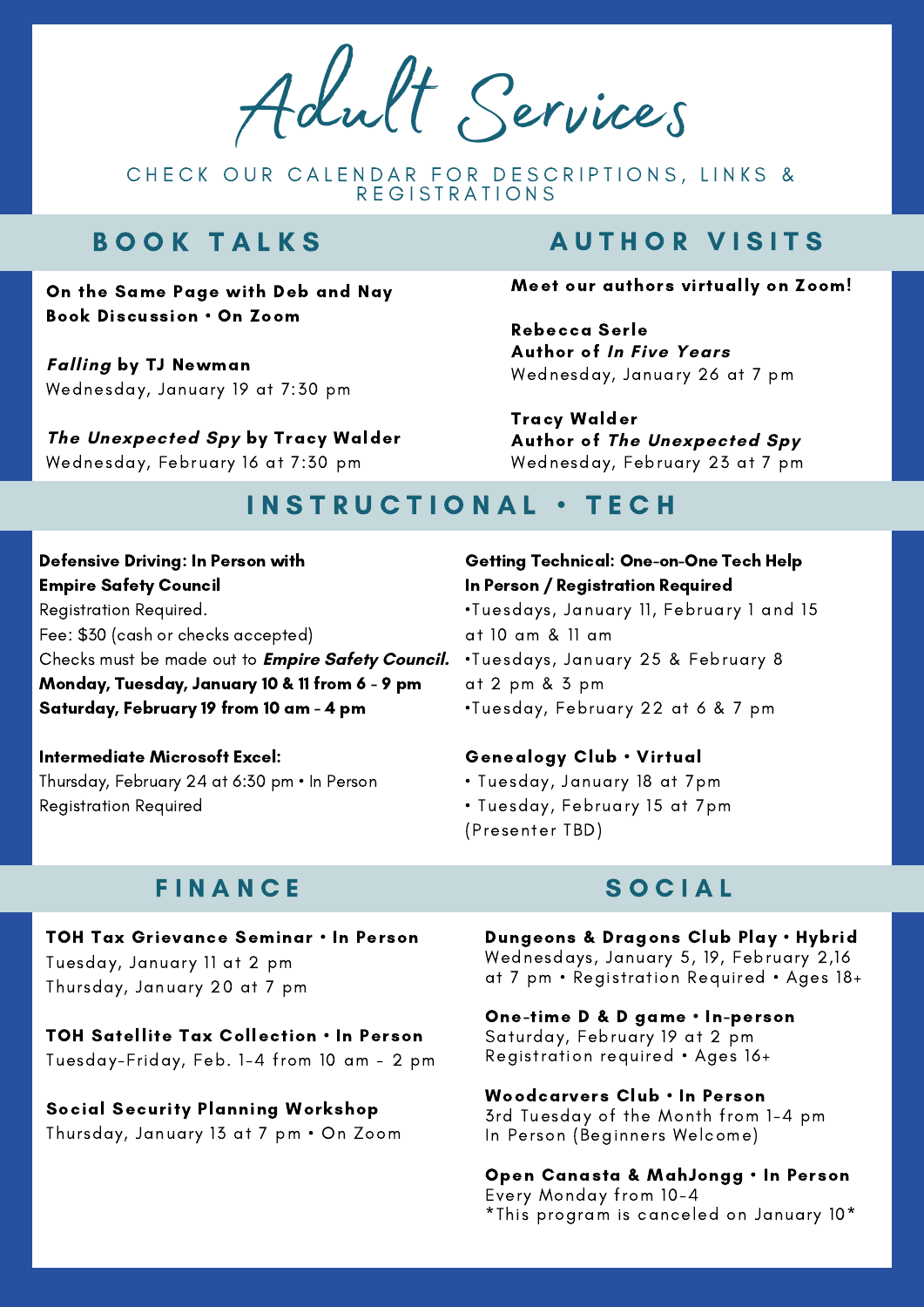# Adult Services

CHECK OUR CALENDAR FOR DESCRIPTIONS, LINKS & REGISTRATIONS

## BOOK TALKS

**On the Same Page with Deb and Nay**
**Book Discussion • On Zoom**

***Falling* by TJ Newman**
Wednesday, January 19 at 7:30 pm

***The Unexpected Spy* by Tracy Walder**
Wednesday, February 16 at 7:30 pm

## AUTHOR VISITS

**Meet our authors virtually on Zoom!**

**Rebecca Serle**
**Author of *In Five Years***
Wednesday, January 26 at 7 pm

**Tracy Walder**
**Author of *The Unexpected Spy***
Wednesday, February 23 at 7 pm

## INSTRUCTIONAL • TECH

**Defensive Driving: In Person with Empire Safety Council**
Registration Required.
Fee: $30 (cash or checks accepted)
Checks must be made out to ***Empire Safety Council.***
**Monday, Tuesday, January 10 & 11 from 6 - 9 pm**
**Saturday, February 19 from 10 am - 4 pm**

**Intermediate Microsoft Excel:**
Thursday, February 24 at 6:30 pm • In Person
Registration Required

**Getting Technical: One-on-One Tech Help**
**In Person / Registration Required**
- Tuesdays, January 11, February 1 and 15 at 10 am & 11 am
- Tuesdays, January 25 & February 8 at 2 pm & 3 pm
- Tuesday, February 22 at 6 & 7 pm

**Genealogy Club • Virtual**
- Tuesday, January 18 at 7pm
- Tuesday, February 15 at 7pm

(Presenter TBD)

## FINANCE

**TOH Tax Grievance Seminar • In Person**
Tuesday, January 11 at 2 pm
Thursday, January 20 at 7 pm

**TOH Satellite Tax Collection • In Person**
Tuesday-Friday, Feb. 1-4 from 10 am - 2 pm

**Social Security Planning Workshop**
Thursday, January 13 at 7 pm • On Zoom

## SOCIAL

**Dungeons & Dragons Club Play • Hybrid**
Wednesdays, January 5, 19, February 2,16 at 7 pm • Registration Required • Ages 18+

**One-time D & D game • In-person**
Saturday, February 19 at 2 pm
Registration required • Ages 16+

**Woodcarvers Club • In Person**
3rd Tuesday of the Month from 1-4 pm
In Person (Beginners Welcome)

**Open Canasta & MahJongg • In Person**
Every Monday from 10-4
*This program is canceled on January 10*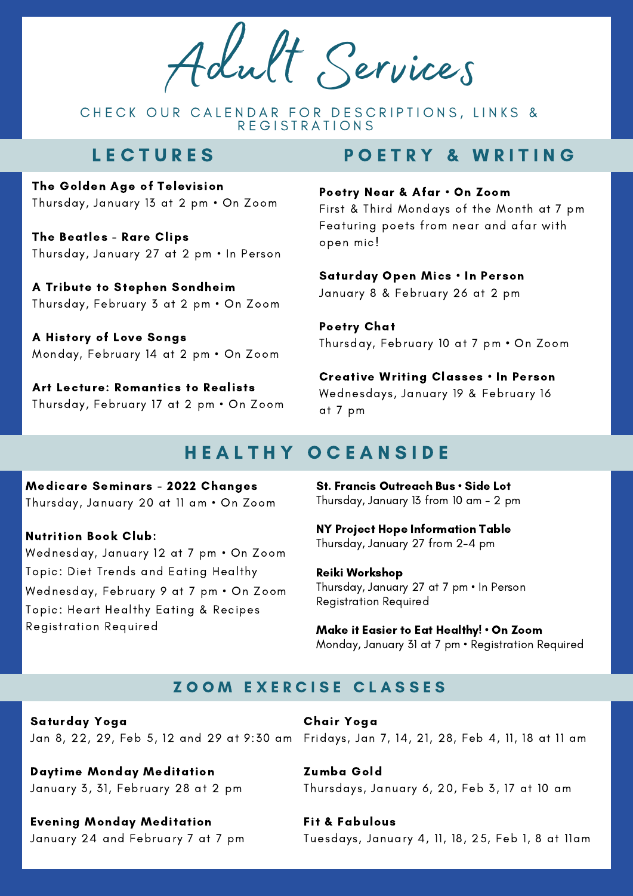# Adult Services

CHECK OUR CALENDAR FOR DESCRIPTIONS, LINKS & REGISTRATIONS

## LECTURES

**The Golden Age of Television**
Thursday, January 13 at 2 pm • On Zoom

**The Beatles - Rare Clips**
Thursday, January 27 at 2 pm • In Person

**A Tribute to Stephen Sondheim**
Thursday, February 3 at 2 pm • On Zoom

**A History of Love Songs**
Monday, February 14 at 2 pm • On Zoom

**Art Lecture: Romantics to Realists**
Thursday, February 17 at 2 pm • On Zoom

## POETRY & WRITING

**Poetry Near & Afar • On Zoom**
First & Third Mondays of the Month at 7 pm
Featuring poets from near and afar with open mic!

**Saturday Open Mics • In Person**
January 8 & February 26 at 2 pm

**Poetry Chat**
Thursday, February 10 at 7 pm • On Zoom

**Creative Writing Classes • In Person**
Wednesdays, January 19 & February 16 at 7 pm

## HEALTHY OCEANSIDE

**Medicare Seminars - 2022 Changes**
Thursday, January 20 at 11 am • On Zoom

**Nutrition Book Club:**
Wednesday, January 12 at 7 pm • On Zoom
Topic: Diet Trends and Eating Healthy
Wednesday, February 9 at 7 pm • On Zoom
Topic: Heart Healthy Eating & Recipes
Registration Required

**St. Francis Outreach Bus • Side Lot**
Thursday, January 13 from 10 am - 2 pm

**NY Project Hope Information Table**
Thursday, January 27 from 2-4 pm

**Reiki Workshop**
Thursday, January 27 at 7 pm • In Person
Registration Required

**Make it Easier to Eat Healthy! • On Zoom**
Monday, January 31 at 7 pm • Registration Required

## ZOOM EXERCISE CLASSES

**Saturday Yoga**
Jan 8, 22, 29, Feb 5, 12 and 29 at 9:30 am

**Daytime Monday Meditation**
January 3, 31, February 28 at 2 pm

**Evening Monday Meditation**
January 24 and February 7 at 7 pm

**Chair Yoga**
Fridays, Jan 7, 14, 21, 28, Feb 4, 11, 18 at 11 am

**Zumba Gold**
Thursdays, January 6, 20, Feb 3, 17 at 10 am

**Fit & Fabulous**
Tuesdays, January 4, 11, 18, 25, Feb 1, 8 at 11am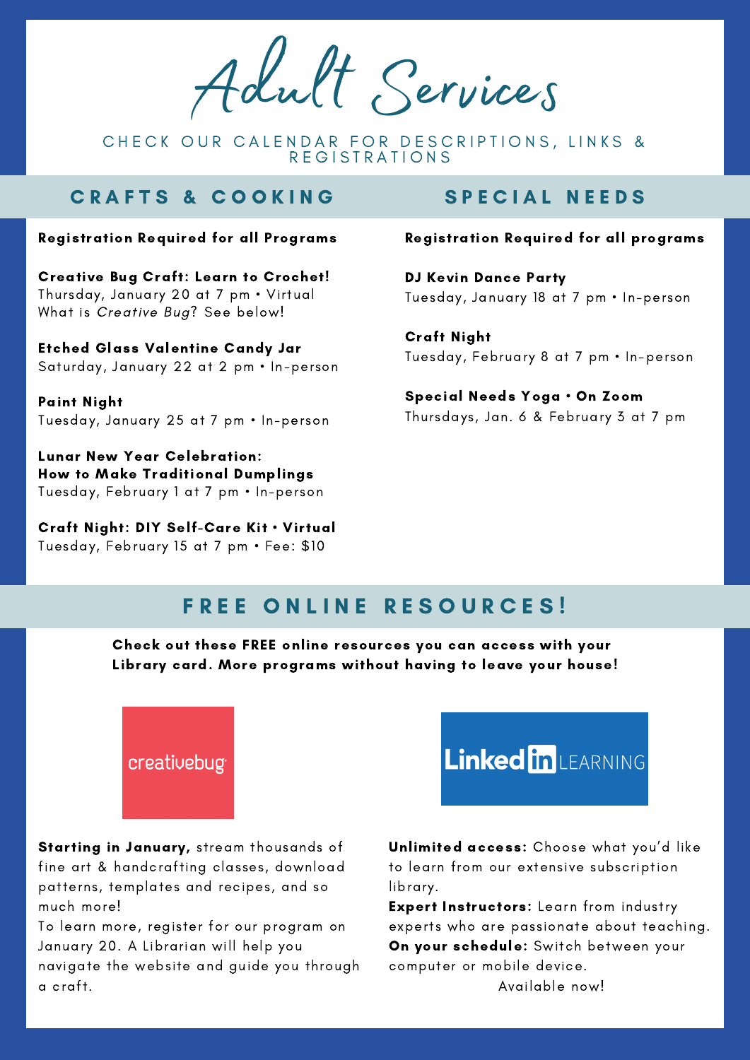# Adult Services

CHECK OUR CALENDAR FOR DESCRIPTIONS, LINKS & REGISTRATIONS

## CRAFTS & COOKING

**Registration Required for all Programs**

**Creative Bug Craft: Learn to Crochet!**
Thursday, January 20 at 7 pm • Virtual
What is *Creative Bug*? See below!

**Etched Glass Valentine Candy Jar**
Saturday, January 22 at 2 pm • In-person

**Paint Night**
Tuesday, January 25 at 7 pm • In-person

**Lunar New Year Celebration:**
**How to Make Traditional Dumplings**
Tuesday, February 1 at 7 pm • In-person

**Craft Night: DIY Self-Care Kit • Virtual**
Tuesday, February 15 at 7 pm • Fee: $10

## SPECIAL NEEDS

**Registration Required for all programs**

**DJ Kevin Dance Party**
Tuesday, January 18 at 7 pm • In-person

**Craft Night**
Tuesday, February 8 at 7 pm • In-person

**Special Needs Yoga • On Zoom**
Thursdays, Jan. 6 & February 3 at 7 pm

## FREE ONLINE RESOURCES!

**Check out these FREE online resources you can access with your Library card. More programs without having to leave your house!**

creativebug

**Starting in January,** stream thousands of fine art & handcrafting classes, download patterns, templates and recipes, and so much more!
To learn more, register for our program on January 20. A Librarian will help you navigate the website and guide you through a craft.

LinkedIn LEARNING

**Unlimited access:** Choose what you'd like to learn from our extensive subscription library.
**Expert Instructors:** Learn from industry experts who are passionate about teaching.
**On your schedule:** Switch between your computer or mobile device.
Available now!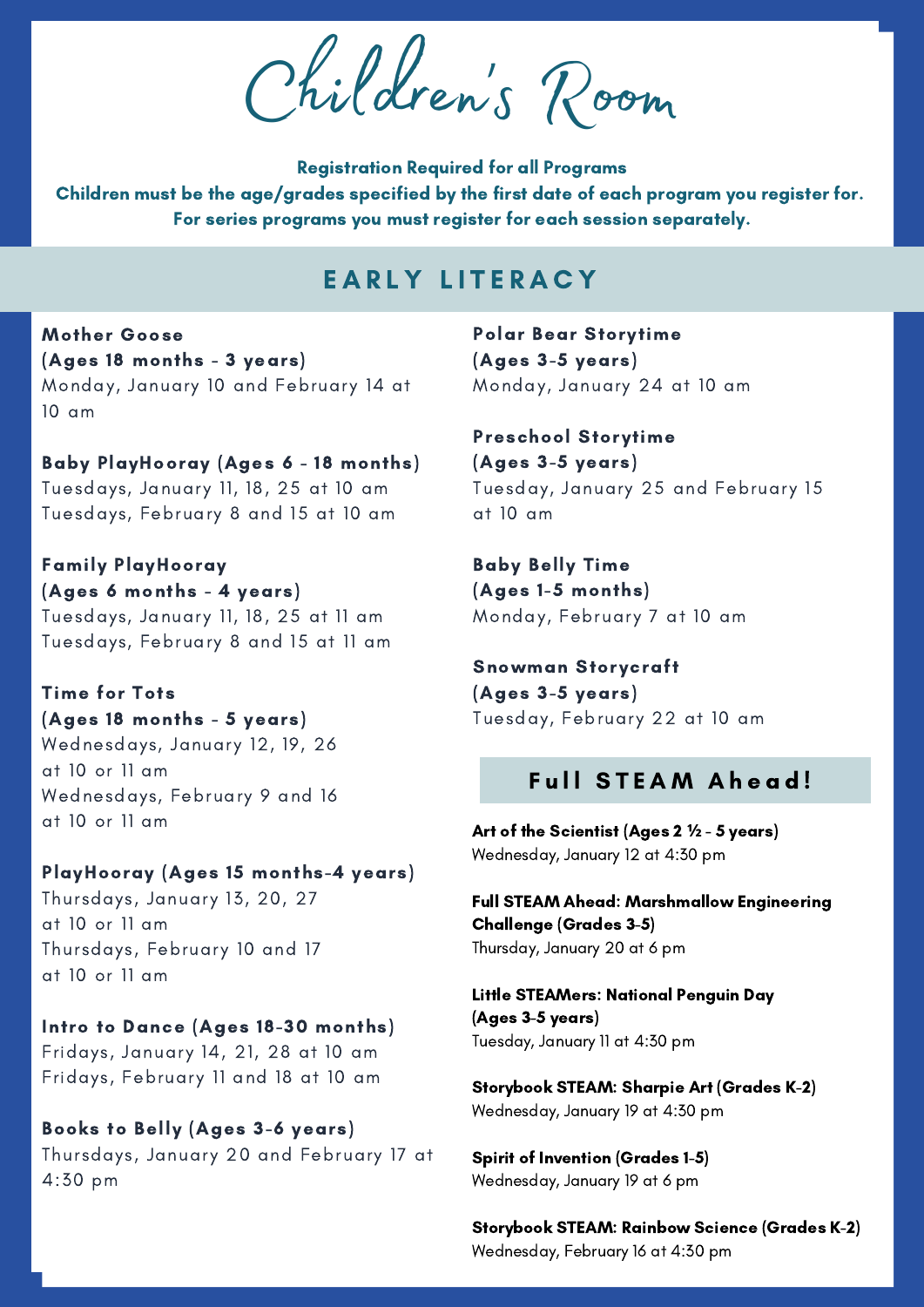# Children's Room

**Registration Required for all Programs**
**Children must be the age/grades specified by the first date of each program you register for.**
**For series programs you must register for each session separately.**

## EARLY LITERACY

**Mother Goose**
**(Ages 18 months - 3 years)**
Monday, January 10 and February 14 at 10 am

**Baby PlayHooray (Ages 6 - 18 months)**
Tuesdays, January 11, 18, 25 at 10 am
Tuesdays, February 8 and 15 at 10 am

**Family PlayHooray**
**(Ages 6 months - 4 years)**
Tuesdays, January 11, 18, 25 at 11 am
Tuesdays, February 8 and 15 at 11 am

**Time for Tots**
**(Ages 18 months - 5 years)**
Wednesdays, January 12, 19, 26 at 10 or 11 am
Wednesdays, February 9 and 16 at 10 or 11 am

**PlayHooray (Ages 15 months-4 years)**
Thursdays, January 13, 20, 27 at 10 or 11 am
Thursdays, February 10 and 17 at 10 or 11 am

**Intro to Dance (Ages 18-30 months)**
Fridays, January 14, 21, 28 at 10 am
Fridays, February 11 and 18 at 10 am

**Books to Belly (Ages 3-6 years)**
Thursdays, January 20 and February 17 at 4:30 pm

**Polar Bear Storytime**
**(Ages 3-5 years)**
Monday, January 24 at 10 am

**Preschool Storytime**
**(Ages 3-5 years)**
Tuesday, January 25 and February 15 at 10 am

**Baby Belly Time**
**(Ages 1-5 months)**
Monday, February 7 at 10 am

**Snowman Storycraft**
**(Ages 3-5 years)**
Tuesday, February 22 at 10 am

## Full STEAM Ahead!

**Art of the Scientist (Ages 2 ½ - 5 years)**
Wednesday, January 12 at 4:30 pm

**Full STEAM Ahead: Marshmallow Engineering Challenge (Grades 3-5)**
Thursday, January 20 at 6 pm

**Little STEAMers: National Penguin Day (Ages 3-5 years)**
Tuesday, January 11 at 4:30 pm

**Storybook STEAM: Sharpie Art (Grades K-2)**
Wednesday, January 19 at 4:30 pm

**Spirit of Invention (Grades 1-5)**
Wednesday, January 19 at 6 pm

**Storybook STEAM: Rainbow Science (Grades K-2)**
Wednesday, February 16 at 4:30 pm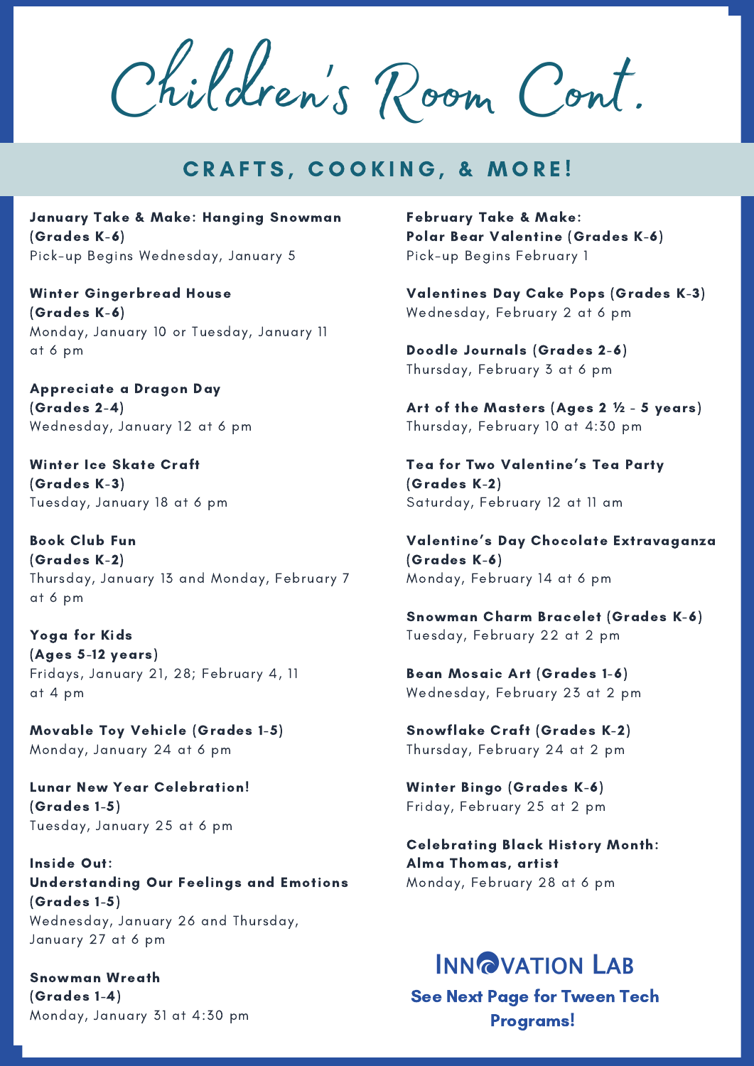# Children's Room Cont.

## CRAFTS, COOKING, & MORE!

**January Take & Make: Hanging Snowman (Grades K-6)**
Pick-up Begins Wednesday, January 5

**Winter Gingerbread House (Grades K-6)**
Monday, January 10 or Tuesday, January 11 at 6 pm

**Appreciate a Dragon Day (Grades 2-4)**
Wednesday, January 12 at 6 pm

**Winter Ice Skate Craft (Grades K-3)**
Tuesday, January 18 at 6 pm

**Book Club Fun (Grades K-2)**
Thursday, January 13 and Monday, February 7 at 6 pm

**Yoga for Kids (Ages 5-12 years)**
Fridays, January 21, 28; February 4, 11 at 4 pm

**Movable Toy Vehicle (Grades 1-5)**
Monday, January 24 at 6 pm

**Lunar New Year Celebration! (Grades 1-5)**
Tuesday, January 25 at 6 pm

**Inside Out: Understanding Our Feelings and Emotions (Grades 1-5)**
Wednesday, January 26 and Thursday, January 27 at 6 pm

**Snowman Wreath (Grades 1-4)**
Monday, January 31 at 4:30 pm

**February Take & Make: Polar Bear Valentine (Grades K-6)**
Pick-up Begins February 1

**Valentines Day Cake Pops (Grades K-3)**
Wednesday, February 2 at 6 pm

**Doodle Journals (Grades 2-6)**
Thursday, February 3 at 6 pm

**Art of the Masters (Ages 2 ½ - 5 years)**
Thursday, February 10 at 4:30 pm

**Tea for Two Valentine's Tea Party (Grades K-2)**
Saturday, February 12 at 11 am

**Valentine's Day Chocolate Extravaganza (Grades K-6)**
Monday, February 14 at 6 pm

**Snowman Charm Bracelet (Grades K-6)**
Tuesday, February 22 at 2 pm

**Bean Mosaic Art (Grades 1-6)**
Wednesday, February 23 at 2 pm

**Snowflake Craft (Grades K-2)**
Thursday, February 24 at 2 pm

**Winter Bingo (Grades K-6)**
Friday, February 25 at 2 pm

**Celebrating Black History Month: Alma Thomas, artist**
Monday, February 28 at 6 pm

**INNOVATION LAB**

**See Next Page for Tween Tech Programs!**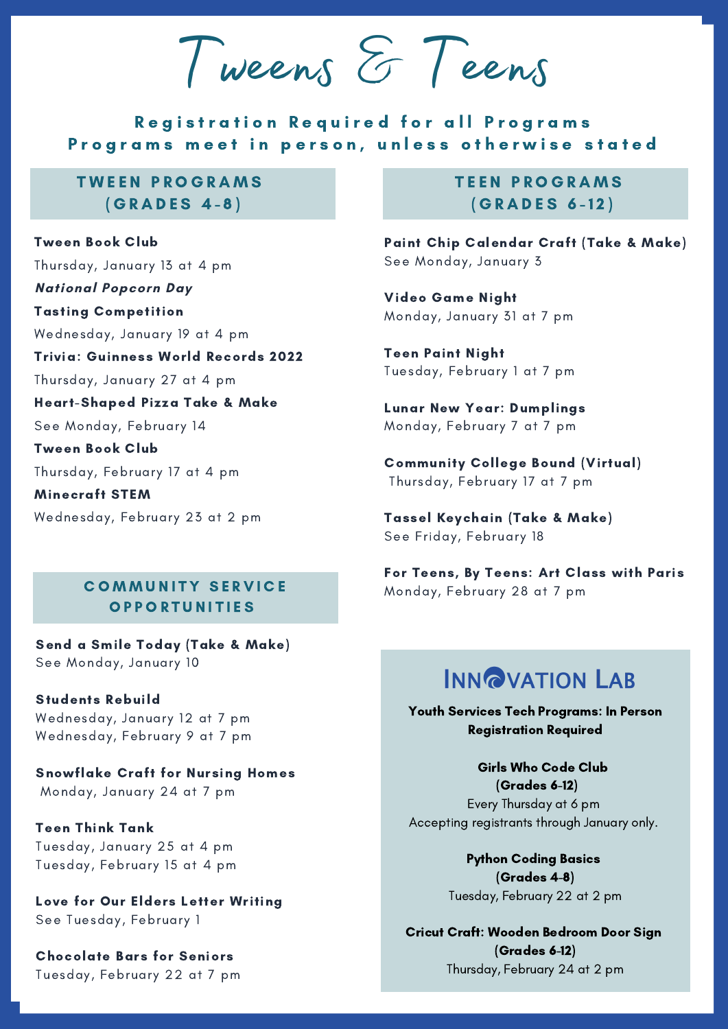# Tweens & Teens

**Registration Required for all Programs**
**Programs meet in person, unless otherwise stated**

## TWEEN PROGRAMS (GRADES 4-8)

**Tween Book Club**
Thursday, January 13 at 4 pm

***National Popcorn Day***
**Tasting Competition**
Wednesday, January 19 at 4 pm

**Trivia: Guinness World Records 2022**
Thursday, January 27 at 4 pm

**Heart-Shaped Pizza Take & Make**
See Monday, February 14

**Tween Book Club**
Thursday, February 17 at 4 pm

**Minecraft STEM**
Wednesday, February 23 at 2 pm

## COMMUNITY SERVICE OPPORTUNITIES

**Send a Smile Today (Take & Make)**
See Monday, January 10

**Students Rebuild**
Wednesday, January 12 at 7 pm
Wednesday, February 9 at 7 pm

**Snowflake Craft for Nursing Homes**
Monday, January 24 at 7 pm

**Teen Think Tank**
Tuesday, January 25 at 4 pm
Tuesday, February 15 at 4 pm

**Love for Our Elders Letter Writing**
See Tuesday, February 1

**Chocolate Bars for Seniors**
Tuesday, February 22 at 7 pm

## TEEN PROGRAMS (GRADES 6-12)

**Paint Chip Calendar Craft (Take & Make)**
See Monday, January 3

**Video Game Night**
Monday, January 31 at 7 pm

**Teen Paint Night**
Tuesday, February 1 at 7 pm

**Lunar New Year: Dumplings**
Monday, February 7 at 7 pm

**Community College Bound (Virtual)**
Thursday, February 17 at 7 pm

**Tassel Keychain (Take & Make)**
See Friday, February 18

**For Teens, By Teens: Art Class with Paris**
Monday, February 28 at 7 pm

## INNOVATION LAB

**Youth Services Tech Programs: In Person Registration Required**

**Girls Who Code Club (Grades 6-12)**
Every Thursday at 6 pm
Accepting registrants through January only.

**Python Coding Basics (Grades 4-8)**
Tuesday, February 22 at 2 pm

**Cricut Craft: Wooden Bedroom Door Sign (Grades 6-12)**
Thursday, February 24 at 2 pm